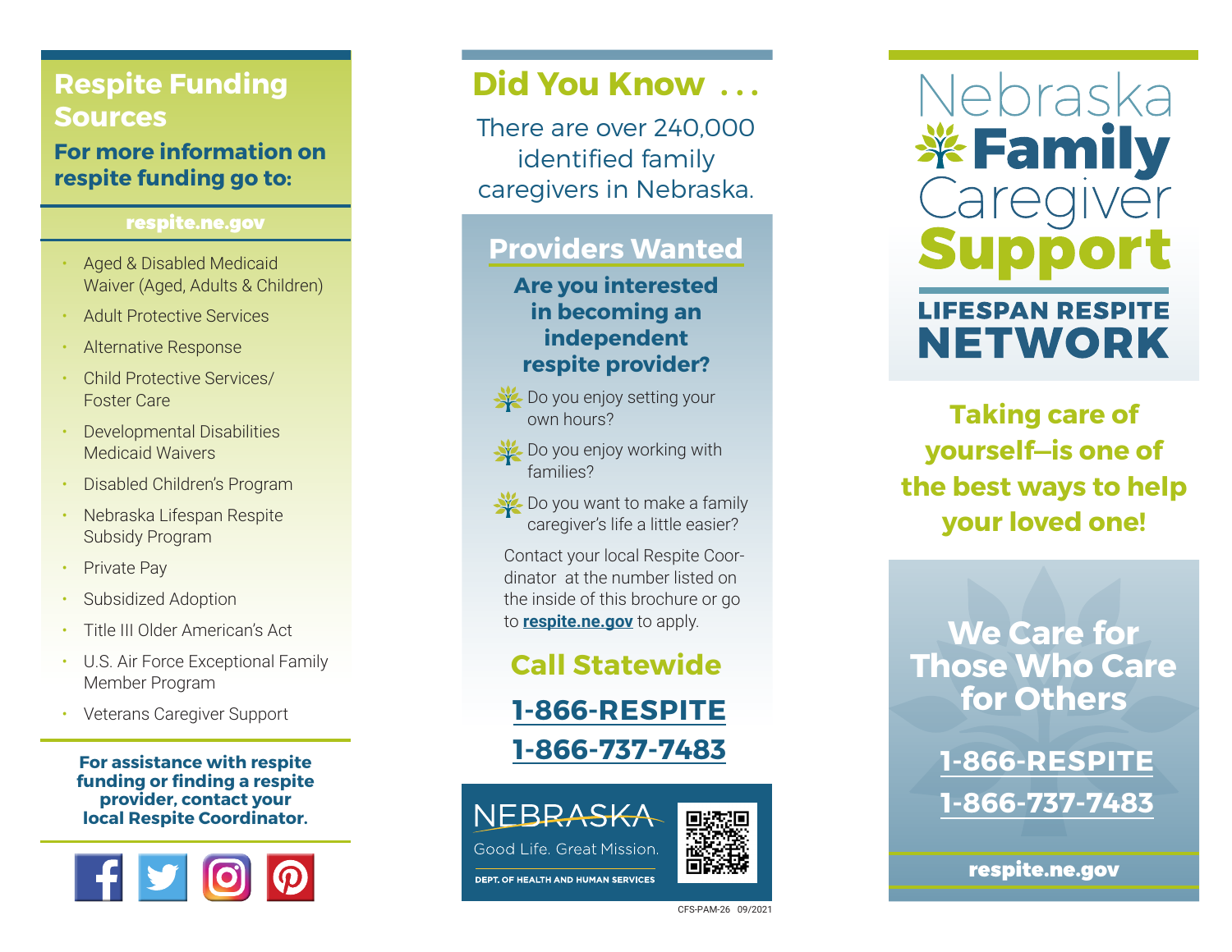## Respite Funding Sources

**For more information on respite funding go to:**

**respite.ne.gov**

- Aged & Disabled Medicaid Waiver (Aged, Adults & Children)
- Adult Protective Services
- Alternative Response
- Child Protective Services/ Foster Care
- Developmental Disabilities Medicaid Waivers
- Disabled Children's Program
- Nebraska Lifespan Respite Subsidy Program
- Private Pay
- Subsidized Adoption
- Title III Older American's Act
- U.S. Air Force Exceptional Family Member Program
- Veterans Caregiver Support

**For assistance with respite funding or finding a respite provider, contact your local Respite Coordinator.**

## Did You Know . . .

There are over 240,000 identified family caregivers in Nebraska.

## Providers Wanted

**Are you interested in becoming an independent respite provider?**

- Do you enjoy setting your own hours?
- Do you enjoy working with families?
- Do you want to make a family caregiver's life a little easier?

Contact your local Respite Coordinator at the number listed on the inside of this brochure or go to **respite.ne.gov** to apply.

### Call Statewide

**1-866-RESPITE**

**1-866-737-7483**

NEBRASKA
Good Life. Great Mission.
DEPT. OF HEALTH AND HUMAN SERVICES

CFS-PAM-26 09/2021

# Nebraska Family Caregiver Support

## LIFESPAN RESPITE NETWORK

**Taking care of yourself—is one of the best ways to help your loved one!**

## We Care for Those Who Care for Others

**1-866-RESPITE**

**1-866-737-7483**

**respite.ne.gov**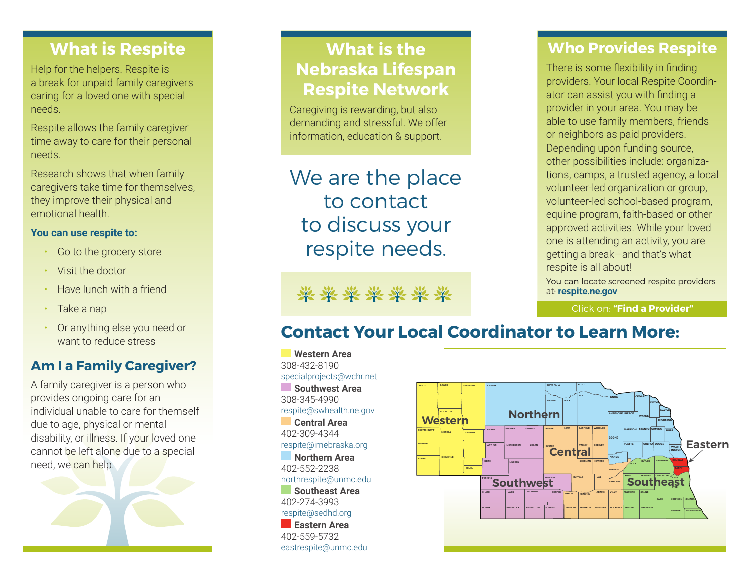## What is Respite

Help for the helpers. Respite is a break for unpaid family caregivers caring for a loved one with special needs.

Respite allows the family caregiver time away to care for their personal needs.

Research shows that when family caregivers take time for themselves, they improve their physical and emotional health.

**You can use respite to:**

- Go to the grocery store
- Visit the doctor
- Have lunch with a friend
- Take a nap
- Or anything else you need or want to reduce stress

## Am I a Family Caregiver?

A family caregiver is a person who provides ongoing care for an individual unable to care for themself due to age, physical or mental disability, or illness. If your loved one cannot be left alone due to a special need, we can help.

## What is the Nebraska Lifespan Respite Network

Caregiving is rewarding, but also demanding and stressful. We offer information, education & support.

We are the place to contact to discuss your respite needs.

## Who Provides Respite

There is some flexibility in finding providers. Your local Respite Coordinator can assist you with finding a provider in your area. You may be able to use family members, friends or neighbors as paid providers. Depending upon funding source, other possibilities include: organizations, camps, a trusted agency, a local volunteer-led organization or group, volunteer-led school-based program, equine program, faith-based or other approved activities. While your loved one is attending an activity, you are getting a break—and that's what respite is all about!

You can locate screened respite providers at: **respite.ne.gov**

Click on: **"Find a Provider"**

## Contact Your Local Coordinator to Learn More:

**Western Area**
308-432-8190
specialprojects@wchr.net

**Southwest Area**
308-345-4990
respite@swhealth.ne.gov

**Central Area**
402-309-4344
respite@irnebraska.org

**Northern Area**
402-552-2238
northrespite@unmc.edu

**Southeast Area**
402-274-3993
respite@sedhd.org

**Eastern Area**
402-559-5732
eastrespite@unmc.edu

Western
Northern
Central
Southwest
Southeast
Eastern